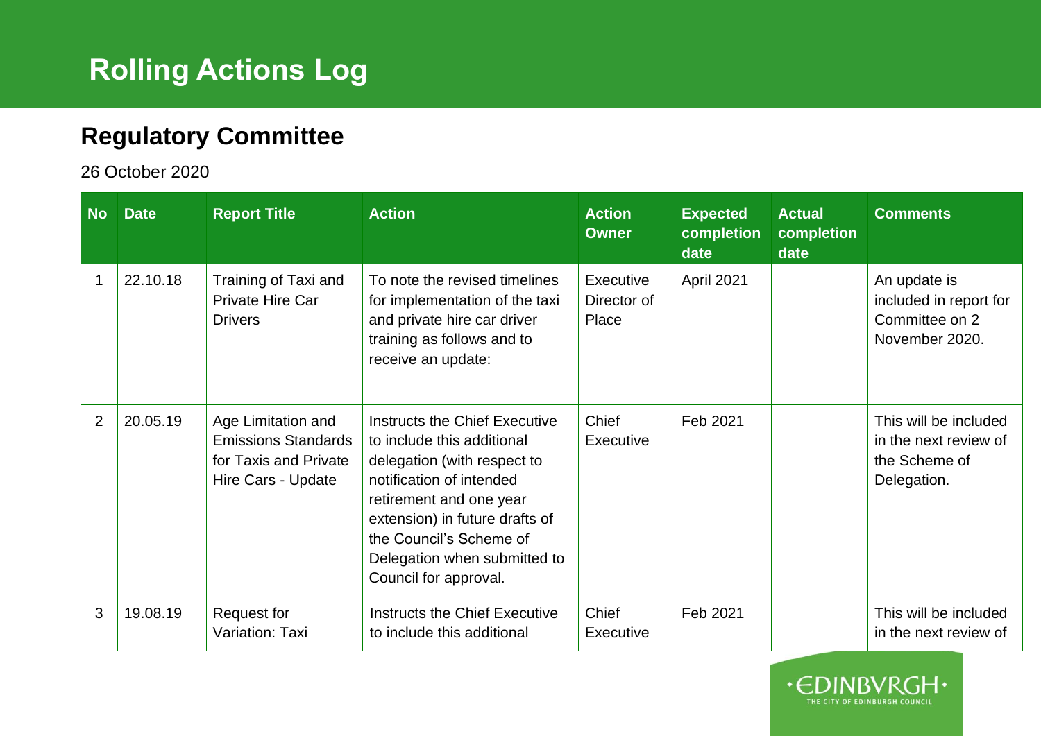# Rolling Actions Log

## Regulatory Committee

26 October 2020

| No | Date | Report Title | Action | Action Owner | Expected completion date | Actual completion date | Comments |
|---|---|---|---|---|---|---|---|
| 1 | 22.10.18 | Training of Taxi and Private Hire Car Drivers | To note the revised timelines for implementation of the taxi and private hire car driver training as follows and to receive an update: | Executive Director of Place | April 2021 | | An update is included in report for Committee on 2 November 2020. |
| 2 | 20.05.19 | Age Limitation and Emissions Standards for Taxis and Private Hire Cars - Update | Instructs the Chief Executive to include this additional delegation (with respect to notification of intended retirement and one year extension) in future drafts of the Council's Scheme of Delegation when submitted to Council for approval. | Chief Executive | Feb 2021 | | This will be included in the next review of the Scheme of Delegation. |
| 3 | 19.08.19 | Request for Variation: Taxi | Instructs the Chief Executive to include this additional | Chief Executive | Feb 2021 | | This will be included in the next review of |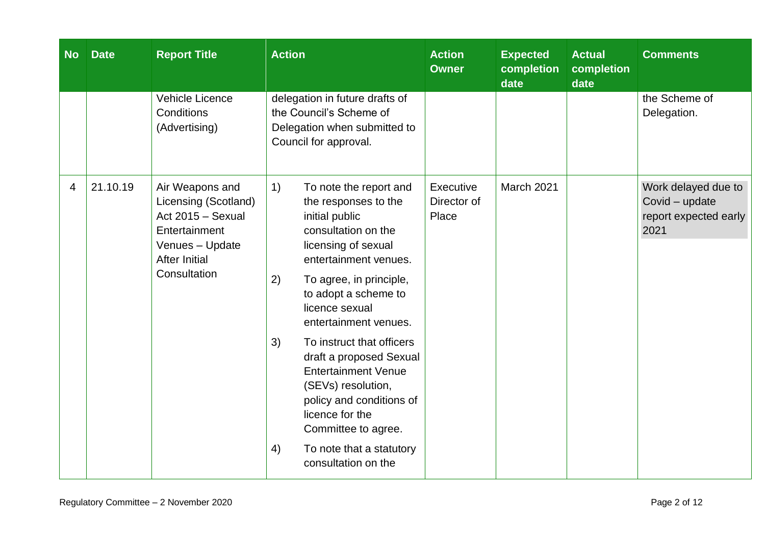| No | Date | Report Title | Action | Action Owner | Expected completion date | Actual completion date | Comments |
|---|---|---|---|---|---|---|---|
| | | Vehicle Licence Conditions (Advertising) | delegation in future drafts of the Council's Scheme of Delegation when submitted to Council for approval. | | | | the Scheme of Delegation. |
| 4 | 21.10.19 | Air Weapons and Licensing (Scotland) Act 2015 – Sexual Entertainment Venues – Update After Initial Consultation | 1) To note the report and the responses to the initial public consultation on the licensing of sexual entertainment venues.<br>2) To agree, in principle, to adopt a scheme to licence sexual entertainment venues.<br>3) To instruct that officers draft a proposed Sexual Entertainment Venue (SEVs) resolution, policy and conditions of licence for the Committee to agree.<br>4) To note that a statutory consultation on the | Executive Director of Place | March 2021 | | Work delayed due to Covid – update report expected early 2021 |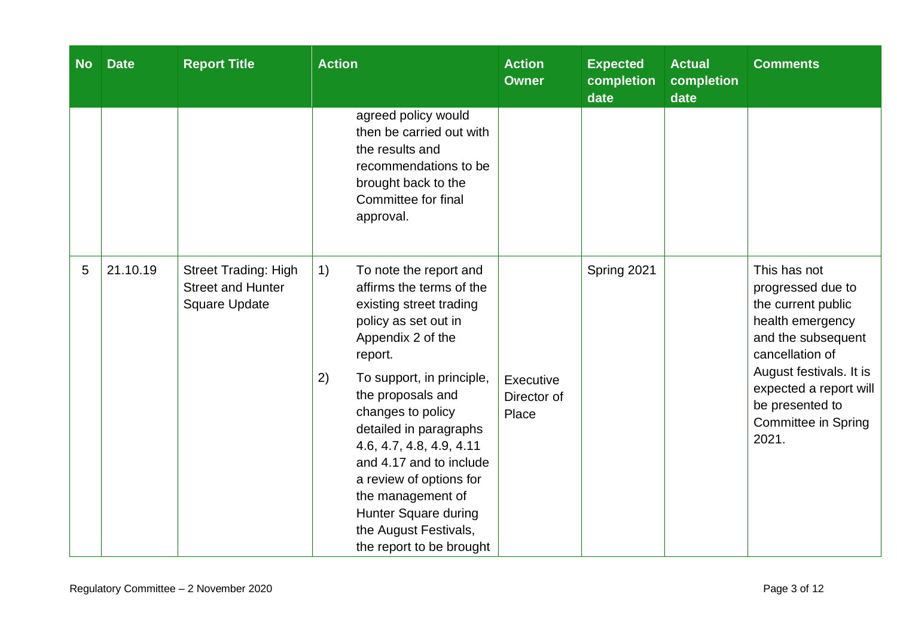| No | Date | Report Title | Action | Action Owner | Expected completion date | Actual completion date | Comments |
|---|---|---|---|---|---|---|---|
| | | | agreed policy would then be carried out with the results and recommendations to be brought back to the Committee for final approval. | | | | |
| 5 | 21.10.19 | Street Trading: High Street and Hunter Square Update | 1) To note the report and affirms the terms of the existing street trading policy as set out in Appendix 2 of the report.<br><br>2) To support, in principle, the proposals and changes to policy detailed in paragraphs 4.6, 4.7, 4.8, 4.9, 4.11 and 4.17 and to include a review of options for the management of Hunter Square during the August Festivals, the report to be brought | Executive Director of Place | Spring 2021 | | This has not progressed due to the current public health emergency and the subsequent cancellation of August festivals. It is expected a report will be presented to Committee in Spring 2021. |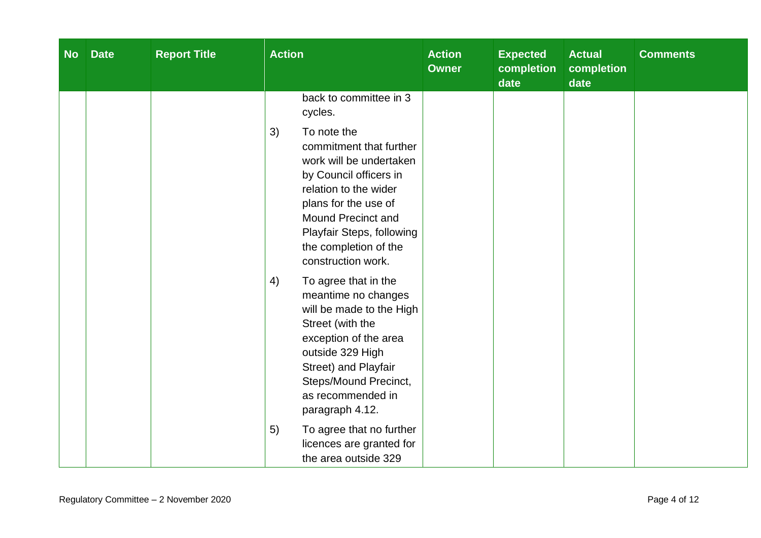| No | Date | Report Title | Action | Action Owner | Expected completion date | Actual completion date | Comments |
|---|---|---|---|---|---|---|---|
| | | | back to committee in 3 cycles.<br><br>3) To note the commitment that further work will be undertaken by Council officers in relation to the wider plans for the use of Mound Precinct and Playfair Steps, following the completion of the construction work.<br><br>4) To agree that in the meantime no changes will be made to the High Street (with the exception of the area outside 329 High Street) and Playfair Steps/Mound Precinct, as recommended in paragraph 4.12.<br><br>5) To agree that no further licences are granted for the area outside 329 | | | | |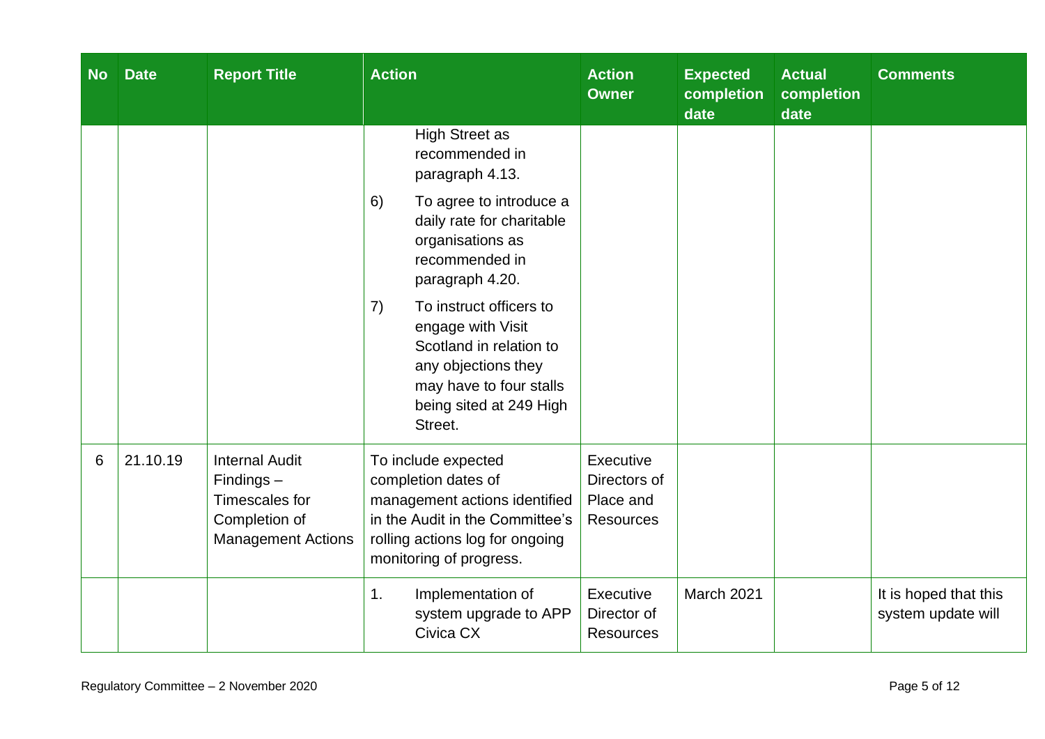| No | Date | Report Title | Action | Action Owner | Expected completion date | Actual completion date | Comments |
|---|---|---|---|---|---|---|---|
| | | | High Street as recommended in paragraph 4.13.<br><br>6) To agree to introduce a daily rate for charitable organisations as recommended in paragraph 4.20.<br><br>7) To instruct officers to engage with Visit Scotland in relation to any objections they may have to four stalls being sited at 249 High Street. | | | | |
| 6 | 21.10.19 | Internal Audit Findings – Timescales for Completion of Management Actions | To include expected completion dates of management actions identified in the Audit in the Committee's rolling actions log for ongoing monitoring of progress. | Executive Directors of Place and Resources | | | |
| | | | 1. Implementation of system upgrade to APP Civica CX | Executive Director of Resources | March 2021 | | It is hoped that this system update will |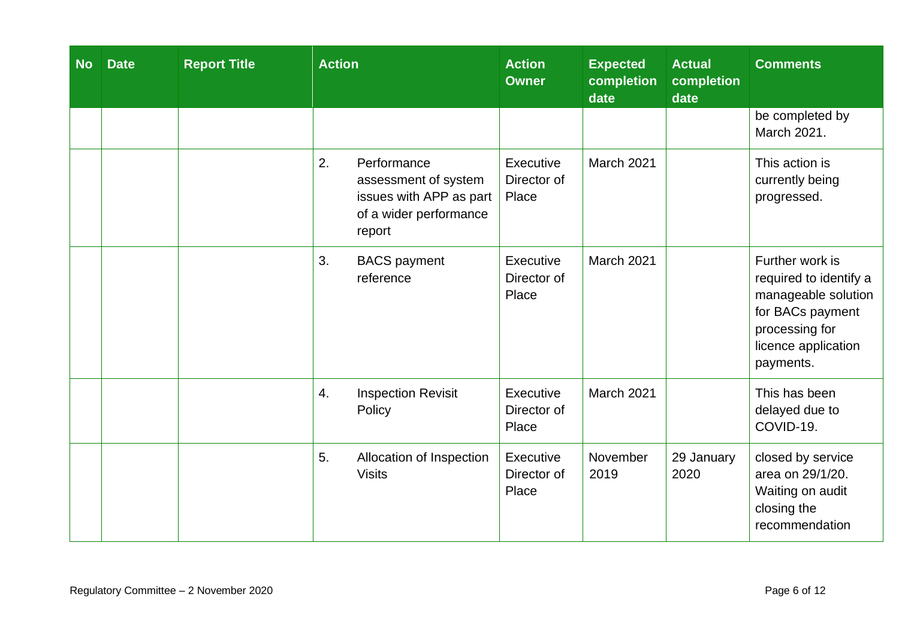| No | Date | Report Title | Action | Action Owner | Expected completion date | Actual completion date | Comments |
|---|---|---|---|---|---|---|---|
| | | | | | | | be completed by March 2021. |
| | | | 2. Performance assessment of system issues with APP as part of a wider performance report | Executive Director of Place | March 2021 | | This action is currently being progressed. |
| | | | 3. BACS payment reference | Executive Director of Place | March 2021 | | Further work is required to identify a manageable solution for BACs payment processing for licence application payments. |
| | | | 4. Inspection Revisit Policy | Executive Director of Place | March 2021 | | This has been delayed due to COVID-19. |
| | | | 5. Allocation of Inspection Visits | Executive Director of Place | November 2019 | 29 January 2020 | closed by service area on 29/1/20. Waiting on audit closing the recommendation |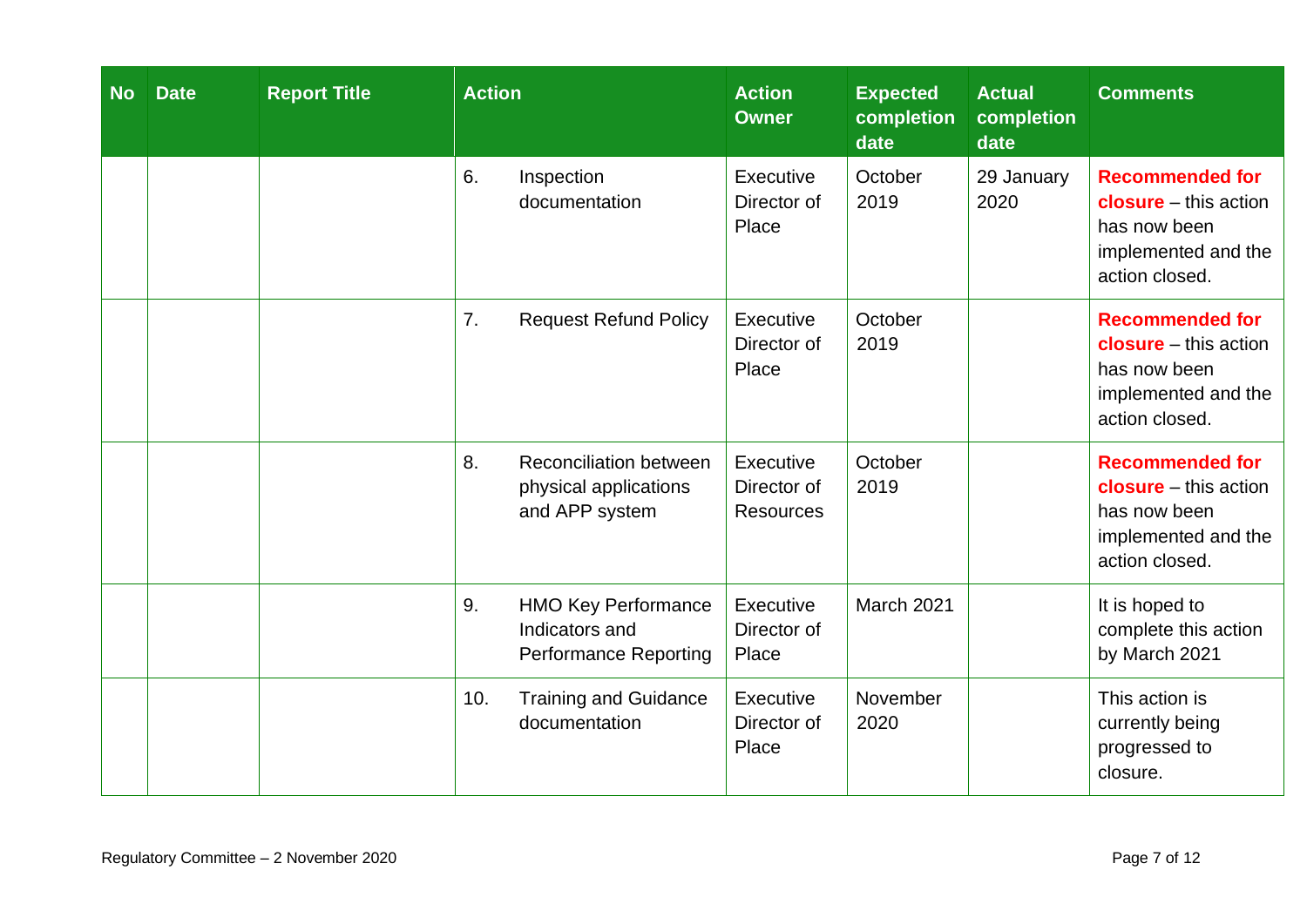| No | Date | Report Title | Action | Action Owner | Expected completion date | Actual completion date | Comments |
|---|---|---|---|---|---|---|---|
| | | | 6. Inspection documentation | Executive Director of Place | October 2019 | 29 January 2020 | **Recommended for closure** – this action has now been implemented and the action closed. |
| | | | 7. Request Refund Policy | Executive Director of Place | October 2019 | | **Recommended for closure** – this action has now been implemented and the action closed. |
| | | | 8. Reconciliation between physical applications and APP system | Executive Director of Resources | October 2019 | | **Recommended for closure** – this action has now been implemented and the action closed. |
| | | | 9. HMO Key Performance Indicators and Performance Reporting | Executive Director of Place | March 2021 | | It is hoped to complete this action by March 2021 |
| | | | 10. Training and Guidance documentation | Executive Director of Place | November 2020 | | This action is currently being progressed to closure. |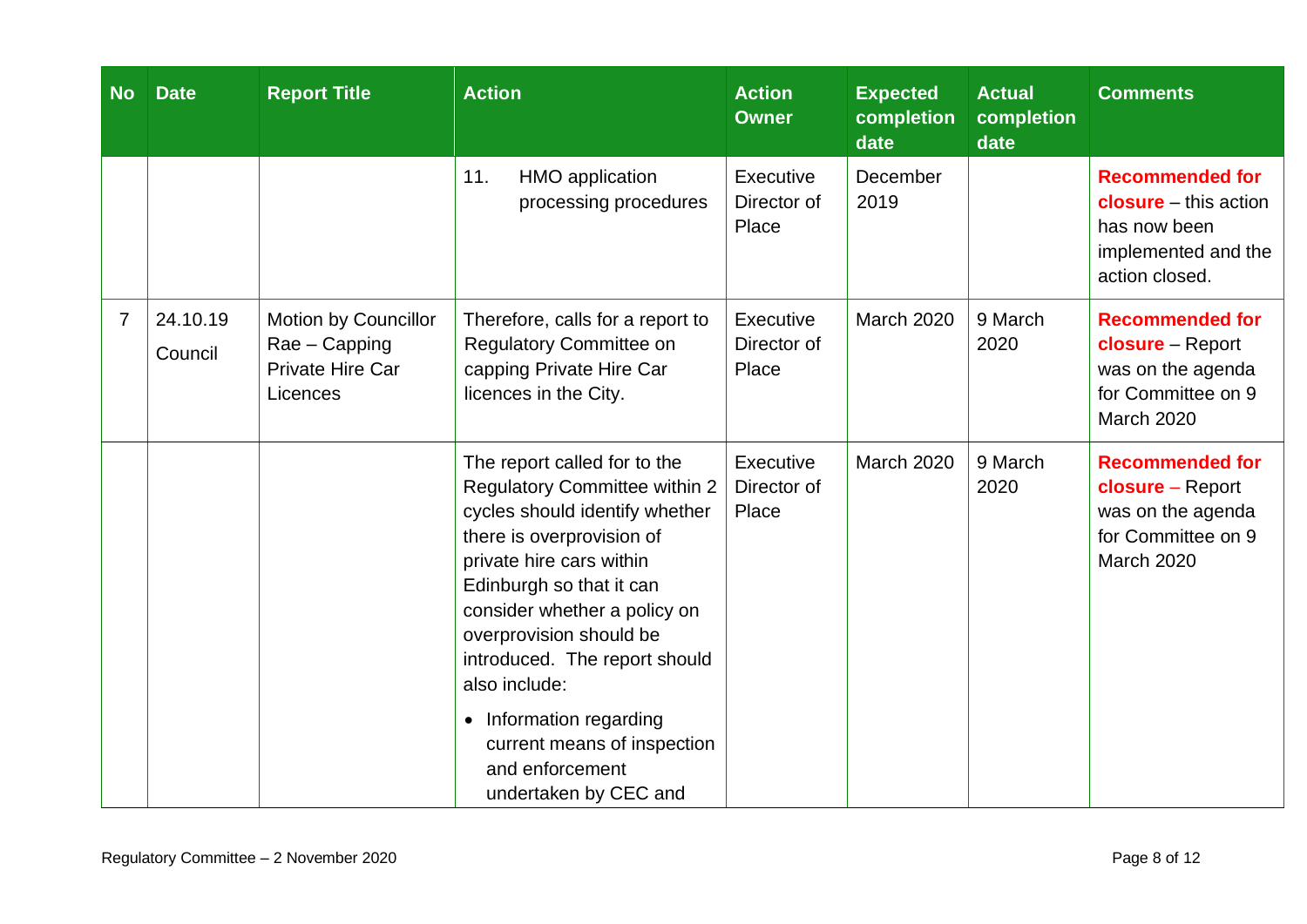| No | Date | Report Title | Action | Action Owner | Expected completion date | Actual completion date | Comments |
|---|---|---|---|---|---|---|---|
| | | | 11. HMO application processing procedures | Executive Director of Place | December 2019 | | **Recommended for closure** – this action has now been implemented and the action closed. |
| 7 | 24.10.19 Council | Motion by Councillor Rae – Capping Private Hire Car Licences | Therefore, calls for a report to Regulatory Committee on capping Private Hire Car licences in the City. | Executive Director of Place | March 2020 | 9 March 2020 | **Recommended for closure** – Report was on the agenda for Committee on 9 March 2020 |
| | | | The report called for to the Regulatory Committee within 2 cycles should identify whether there is overprovision of private hire cars within Edinburgh so that it can consider whether a policy on overprovision should be introduced. The report should also include: <br>• Information regarding current means of inspection and enforcement undertaken by CEC and | Executive Director of Place | March 2020 | 9 March 2020 | **Recommended for closure** – Report was on the agenda for Committee on 9 March 2020 |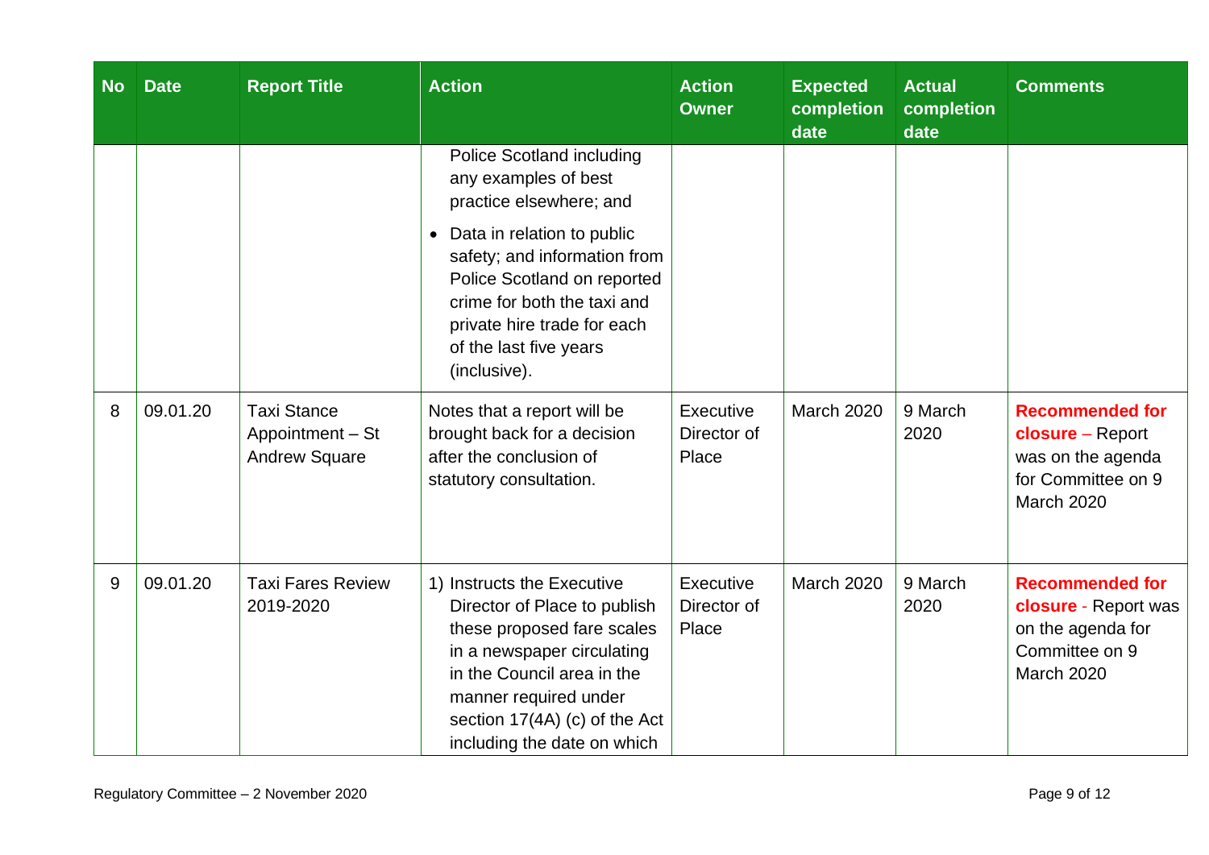| No | Date | Report Title | Action | Action Owner | Expected completion date | Actual completion date | Comments |
|---|---|---|---|---|---|---|---|
| | | | Police Scotland including any examples of best practice elsewhere; and<br>• Data in relation to public safety; and information from Police Scotland on reported crime for both the taxi and private hire trade for each of the last five years (inclusive). | | | | |
| 8 | 09.01.20 | Taxi Stance Appointment – St Andrew Square | Notes that a report will be brought back for a decision after the conclusion of statutory consultation. | Executive Director of Place | March 2020 | 9 March 2020 | **Recommended for closure** – Report was on the agenda for Committee on 9 March 2020 |
| 9 | 09.01.20 | Taxi Fares Review 2019-2020 | 1) Instructs the Executive Director of Place to publish these proposed fare scales in a newspaper circulating in the Council area in the manner required under section 17(4A) (c) of the Act including the date on which | Executive Director of Place | March 2020 | 9 March 2020 | **Recommended for closure** - Report was on the agenda for Committee on 9 March 2020 |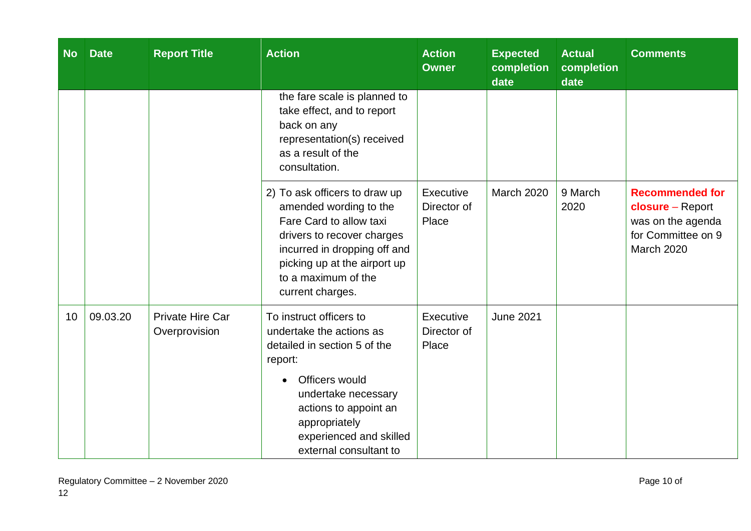| No | Date | Report Title | Action | Action Owner | Expected completion date | Actual completion date | Comments |
|---|---|---|---|---|---|---|---|
| | | | the fare scale is planned to take effect, and to report back on any representation(s) received as a result of the consultation. | | | | |
| | | | 2) To ask officers to draw up amended wording to the Fare Card to allow taxi drivers to recover charges incurred in dropping off and picking up at the airport up to a maximum of the current charges. | Executive Director of Place | March 2020 | 9 March 2020 | **Recommended for closure** – Report was on the agenda for Committee on 9 March 2020 |
| 10 | 09.03.20 | Private Hire Car Overprovision | To instruct officers to undertake the actions as detailed in section 5 of the report: <br> • Officers would undertake necessary actions to appoint an appropriately experienced and skilled external consultant to | Executive Director of Place | June 2021 | | |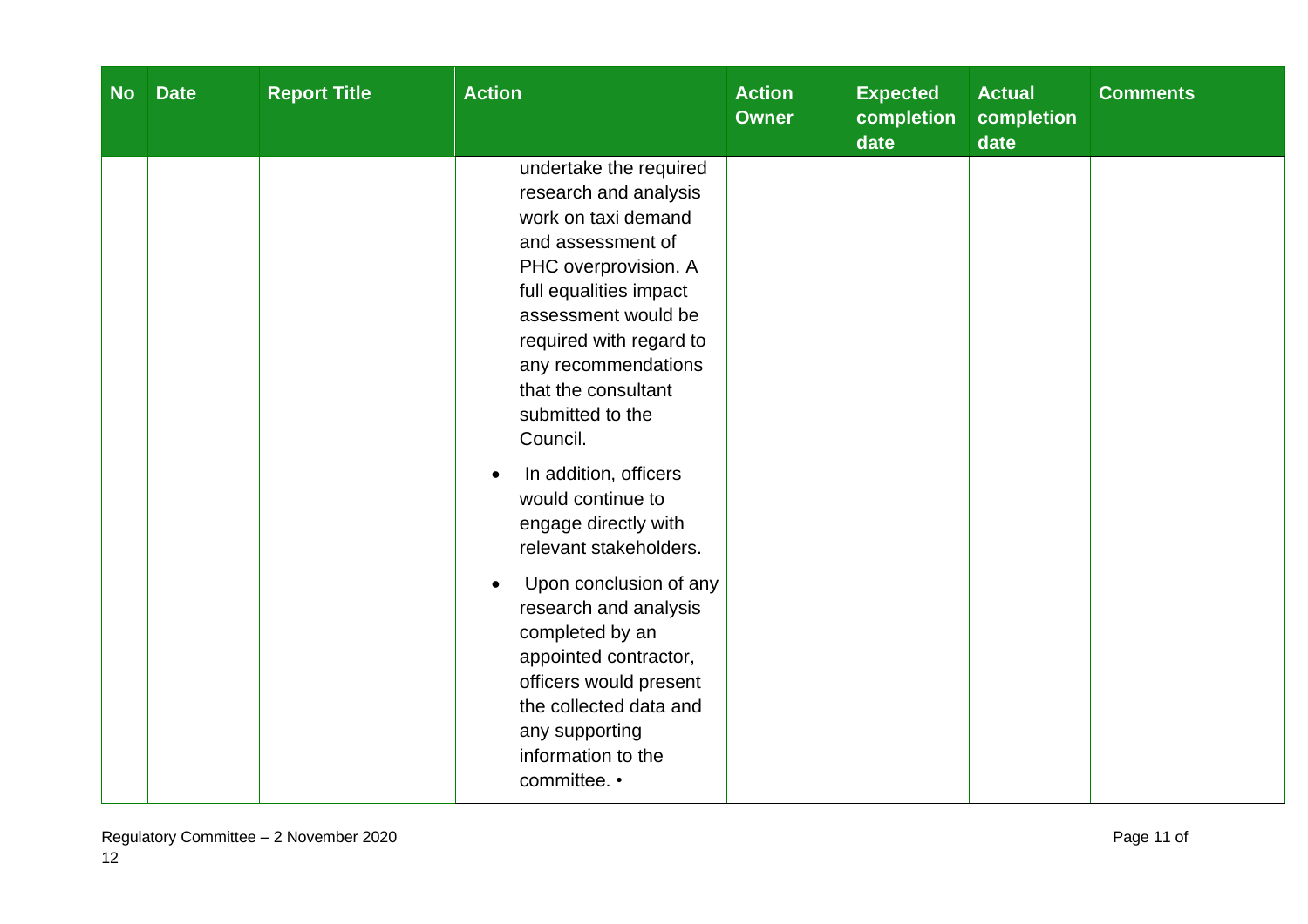| No | Date | Report Title | Action | Action Owner | Expected completion date | Actual completion date | Comments |
|---|---|---|---|---|---|---|---|
| | | | undertake the required research and analysis work on taxi demand and assessment of PHC overprovision. A full equalities impact assessment would be required with regard to any recommendations that the consultant submitted to the Council.<br><br>• In addition, officers would continue to engage directly with relevant stakeholders.<br><br>• Upon conclusion of any research and analysis completed by an appointed contractor, officers would present the collected data and any supporting information to the committee. • | | | | |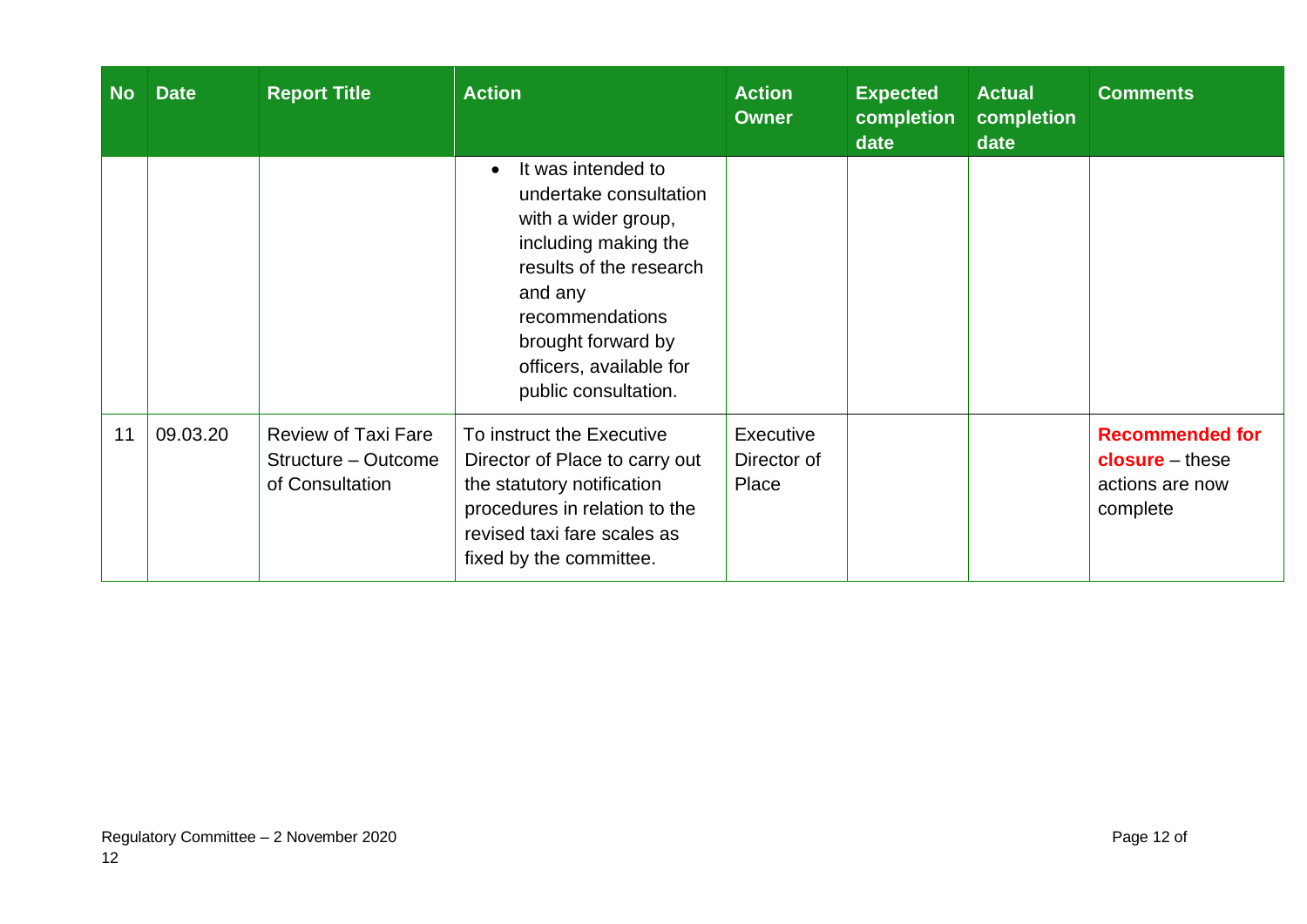| No | Date | Report Title | Action | Action Owner | Expected completion date | Actual completion date | Comments |
|---|---|---|---|---|---|---|---|
| | | | • It was intended to undertake consultation with a wider group, including making the results of the research and any recommendations brought forward by officers, available for public consultation. | | | | |
| 11 | 09.03.20 | Review of Taxi Fare Structure – Outcome of Consultation | To instruct the Executive Director of Place to carry out the statutory notification procedures in relation to the revised taxi fare scales as fixed by the committee. | Executive Director of Place | | | **Recommended for closure** – these actions are now complete |